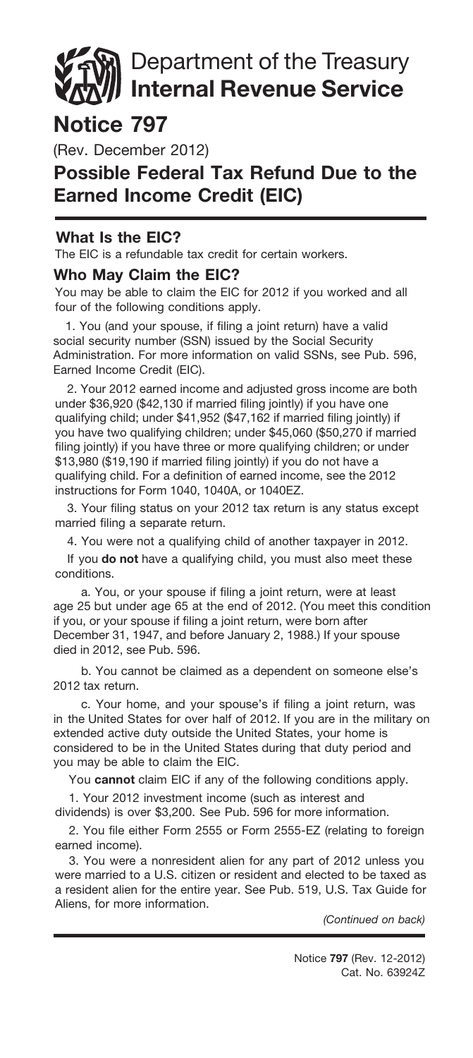# Department of the Treasury **Internal Revenue Service**

# Notice 797

(Rev. December 2012)

## Possible Federal Tax Refund Due to the Earned Income Credit (EIC)

### What Is the EIC?

The EIC is a refundable tax credit for certain workers.

### Who May Claim the EIC?

You may be able to claim the EIC for 2012 if you worked and all four of the following conditions apply.

1. You (and your spouse, if filing a joint return) have a valid social security number (SSN) issued by the Social Security Administration. For more information on valid SSNs, see Pub. 596, Earned Income Credit (EIC).

2. Your 2012 earned income and adjusted gross income are both under $36,920 ($42,130 if married filing jointly) if you have one qualifying child; under $41,952 ($47,162 if married filing jointly) if you have two qualifying children; under $45,060 ($50,270 if married filing jointly) if you have three or more qualifying children; or under $13,980 ($19,190 if married filing jointly) if you do not have a qualifying child. For a definition of earned income, see the 2012 instructions for Form 1040, 1040A, or 1040EZ.

3. Your filing status on your 2012 tax return is any status except married filing a separate return.

4. You were not a qualifying child of another taxpayer in 2012.

If you **do not** have a qualifying child, you must also meet these conditions.

a. You, or your spouse if filing a joint return, were at least age 25 but under age 65 at the end of 2012. (You meet this condition if you, or your spouse if filing a joint return, were born after December 31, 1947, and before January 2, 1988.) If your spouse died in 2012, see Pub. 596.

b. You cannot be claimed as a dependent on someone else's 2012 tax return.

c. Your home, and your spouse's if filing a joint return, was in the United States for over half of 2012. If you are in the military on extended active duty outside the United States, your home is considered to be in the United States during that duty period and you may be able to claim the EIC.

You **cannot** claim EIC if any of the following conditions apply.

1. Your 2012 investment income (such as interest and dividends) is over $3,200. See Pub. 596 for more information.

2. You file either Form 2555 or Form 2555-EZ (relating to foreign earned income).

3. You were a nonresident alien for any part of 2012 unless you were married to a U.S. citizen or resident and elected to be taxed as a resident alien for the entire year. See Pub. 519, U.S. Tax Guide for Aliens, for more information.

*(Continued on back)*

Notice **797** (Rev. 12-2012)
Cat. No. 63924Z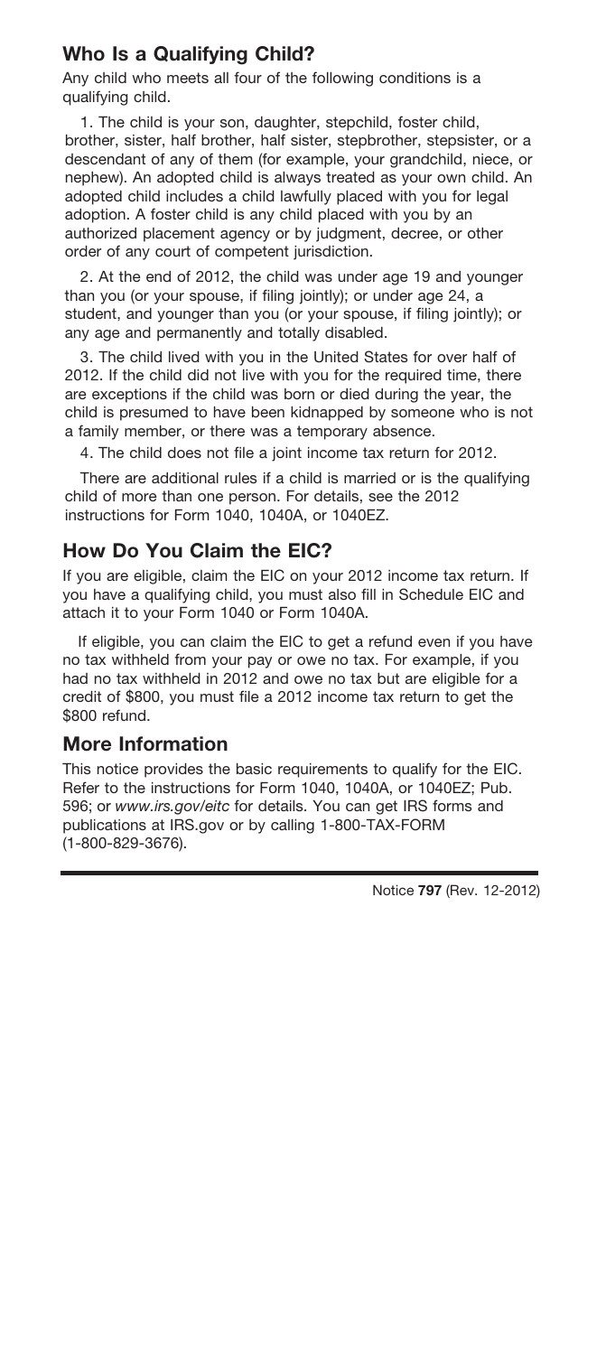## Who Is a Qualifying Child?

Any child who meets all four of the following conditions is a qualifying child.

1. The child is your son, daughter, stepchild, foster child, brother, sister, half brother, half sister, stepbrother, stepsister, or a descendant of any of them (for example, your grandchild, niece, or nephew). An adopted child is always treated as your own child. An adopted child includes a child lawfully placed with you for legal adoption. A foster child is any child placed with you by an authorized placement agency or by judgment, decree, or other order of any court of competent jurisdiction.

2. At the end of 2012, the child was under age 19 and younger than you (or your spouse, if filing jointly); or under age 24, a student, and younger than you (or your spouse, if filing jointly); or any age and permanently and totally disabled.

3. The child lived with you in the United States for over half of 2012. If the child did not live with you for the required time, there are exceptions if the child was born or died during the year, the child is presumed to have been kidnapped by someone who is not a family member, or there was a temporary absence.

4. The child does not file a joint income tax return for 2012.

There are additional rules if a child is married or is the qualifying child of more than one person. For details, see the 2012 instructions for Form 1040, 1040A, or 1040EZ.

## How Do You Claim the EIC?

If you are eligible, claim the EIC on your 2012 income tax return. If you have a qualifying child, you must also fill in Schedule EIC and attach it to your Form 1040 or Form 1040A.

If eligible, you can claim the EIC to get a refund even if you have no tax withheld from your pay or owe no tax. For example, if you had no tax withheld in 2012 and owe no tax but are eligible for a credit of $800, you must file a 2012 income tax return to get the $800 refund.

## More Information

This notice provides the basic requirements to qualify for the EIC. Refer to the instructions for Form 1040, 1040A, or 1040EZ; Pub. 596; or *www.irs.gov/eitc* for details. You can get IRS forms and publications at IRS.gov or by calling 1-800-TAX-FORM (1-800-829-3676).

Notice **797** (Rev. 12-2012)